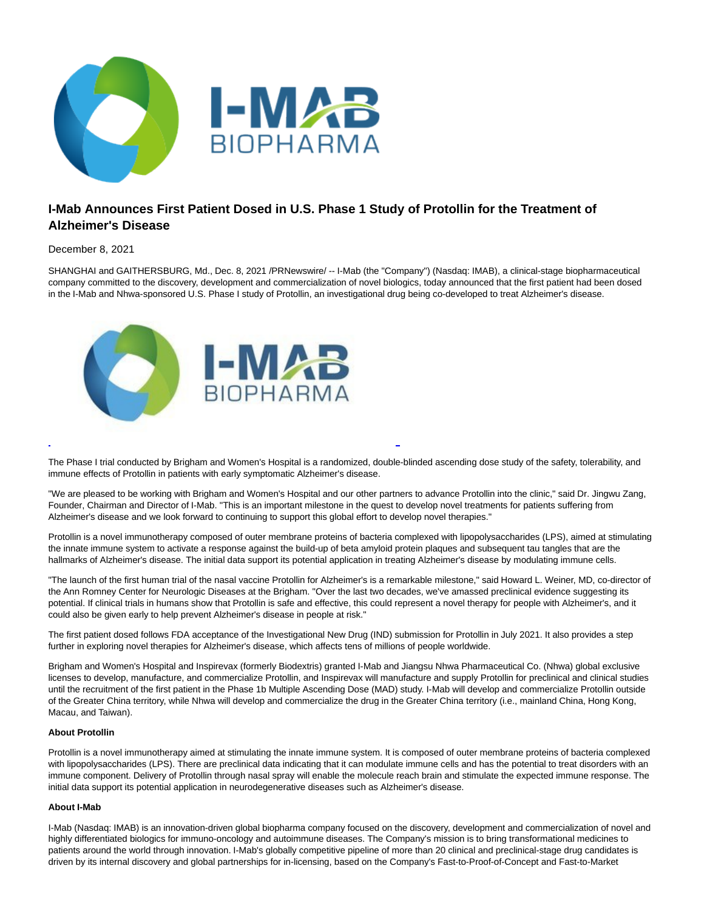# I-Mab Announces First Patient Dosed in U.S. Phase 1 Study of Protollin for the Treatment of Alzheimer's Disease

December 8, 2021

SHANGHAI and GAITHERSBURG, Md., Dec. 8, 2021 /PRNewswire/ -- I-Mab (the "Company") (Nasdaq: IMAB), a clinical-stage biopharmaceutical company committed to the discovery, development and commercialization of novel biologics, today announced that the first patient had been dosed in the I-Mab and Nhwa-sponsored U.S. Phase I study of Protollin, an investigational drug being co-developed to treat Alzheimer's disease.

The Phase I trial conducted by Brigham and Women's Hospital is a randomized, double-blinded ascending dose study of the safety, tolerability, and immune effects of Protollin in patients with early symptomatic Alzheimer's disease.

"We are pleased to be working with Brigham and Women's Hospital and our other partners to advance Protollin into the clinic," said Dr. Jingwu Zang, Founder, Chairman and Director of I-Mab. "This is an important milestone in the quest to develop novel treatments for patients suffering from Alzheimer's disease and we look forward to continuing to support this global effort to develop novel therapies."

Protollin is a novel immunotherapy composed of outer membrane proteins of bacteria complexed with lipopolysaccharides (LPS), aimed at stimulating the innate immune system to activate a response against the build-up of beta amyloid protein plaques and subsequent tau tangles that are the hallmarks of Alzheimer's disease. The initial data support its potential application in treating Alzheimer's disease by modulating immune cells.

"The launch of the first human trial of the nasal vaccine Protollin for Alzheimer's is a remarkable milestone," said Howard L. Weiner, MD, co-director of the Ann Romney Center for Neurologic Diseases at the Brigham. "Over the last two decades, we've amassed preclinical evidence suggesting its potential. If clinical trials in humans show that Protollin is safe and effective, this could represent a novel therapy for people with Alzheimer's, and it could also be given early to help prevent Alzheimer's disease in people at risk."

The first patient dosed follows FDA acceptance of the Investigational New Drug (IND) submission for Protollin in July 2021. It also provides a step further in exploring novel therapies for Alzheimer's disease, which affects tens of millions of people worldwide.

Brigham and Women's Hospital and Inspirevax (formerly Biodextris) granted I-Mab and Jiangsu Nhwa Pharmaceutical Co. (Nhwa) global exclusive licenses to develop, manufacture, and commercialize Protollin, and Inspirevax will manufacture and supply Protollin for preclinical and clinical studies until the recruitment of the first patient in the Phase 1b Multiple Ascending Dose (MAD) study. I-Mab will develop and commercialize Protollin outside of the Greater China territory, while Nhwa will develop and commercialize the drug in the Greater China territory (i.e., mainland China, Hong Kong, Macau, and Taiwan).

**About Protollin**

Protollin is a novel immunotherapy aimed at stimulating the innate immune system. It is composed of outer membrane proteins of bacteria complexed with lipopolysaccharides (LPS). There are preclinical data indicating that it can modulate immune cells and has the potential to treat disorders with an immune component. Delivery of Protollin through nasal spray will enable the molecule reach brain and stimulate the expected immune response. The initial data support its potential application in neurodegenerative diseases such as Alzheimer's disease.

**About I-Mab**

I-Mab (Nasdaq: IMAB) is an innovation-driven global biopharma company focused on the discovery, development and commercialization of novel and highly differentiated biologics for immuno-oncology and autoimmune diseases. The Company's mission is to bring transformational medicines to patients around the world through innovation. I-Mab's globally competitive pipeline of more than 20 clinical and preclinical-stage drug candidates is driven by its internal discovery and global partnerships for in-licensing, based on the Company's Fast-to-Proof-of-Concept and Fast-to-Market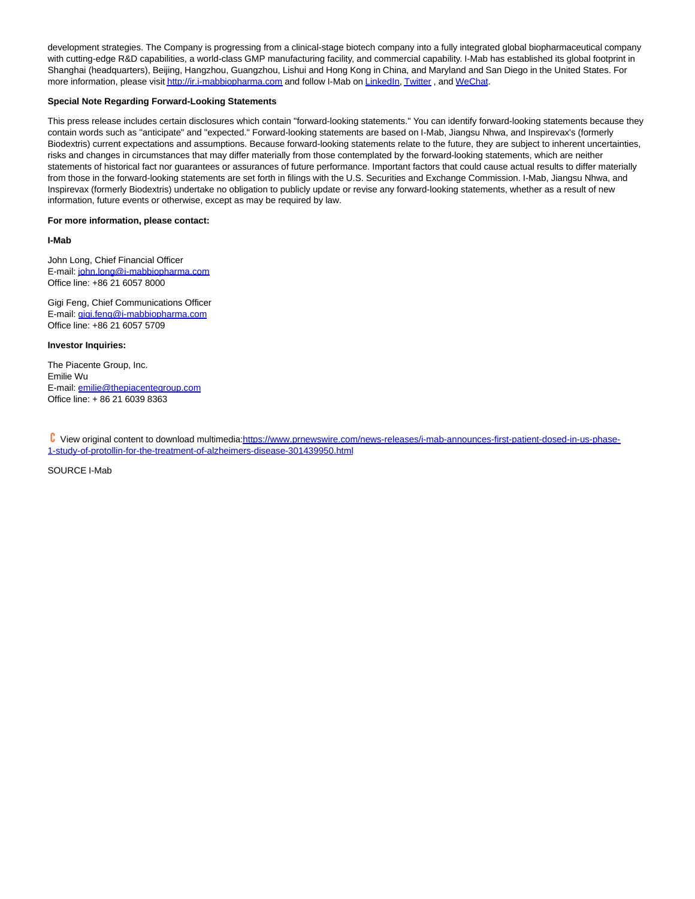development strategies. The Company is progressing from a clinical-stage biotech company into a fully integrated global biopharmaceutical company with cutting-edge R&D capabilities, a world-class GMP manufacturing facility, and commercial capability. I-Mab has established its global footprint in Shanghai (headquarters), Beijing, Hangzhou, Guangzhou, Lishui and Hong Kong in China, and Maryland and San Diego in the United States. For more information, please visit http://ir.i-mabbiopharma.com and follow I-Mab on LinkedIn, Twitter , and WeChat.

**Special Note Regarding Forward-Looking Statements**

This press release includes certain disclosures which contain "forward-looking statements." You can identify forward-looking statements because they contain words such as "anticipate" and "expected." Forward-looking statements are based on I-Mab, Jiangsu Nhwa, and Inspirevax's (formerly Biodextris) current expectations and assumptions. Because forward-looking statements relate to the future, they are subject to inherent uncertainties, risks and changes in circumstances that may differ materially from those contemplated by the forward-looking statements, which are neither statements of historical fact nor guarantees or assurances of future performance. Important factors that could cause actual results to differ materially from those in the forward-looking statements are set forth in filings with the U.S. Securities and Exchange Commission. I-Mab, Jiangsu Nhwa, and Inspirevax (formerly Biodextris) undertake no obligation to publicly update or revise any forward-looking statements, whether as a result of new information, future events or otherwise, except as may be required by law.

**For more information, please contact:**

**I-Mab**

John Long, Chief Financial Officer
E-mail: john.long@i-mabbiopharma.com
Office line: +86 21 6057 8000

Gigi Feng, Chief Communications Officer
E-mail: gigi.feng@i-mabbiopharma.com
Office line: +86 21 6057 5709

**Investor Inquiries:**

The Piacente Group, Inc.
Emilie Wu
E-mail: emilie@thepiacentegroup.com
Office line: + 86 21 6039 8363

View original content to download multimedia:https://www.prnewswire.com/news-releases/i-mab-announces-first-patient-dosed-in-us-phase-1-study-of-protollin-for-the-treatment-of-alzheimers-disease-301439950.html

SOURCE I-Mab